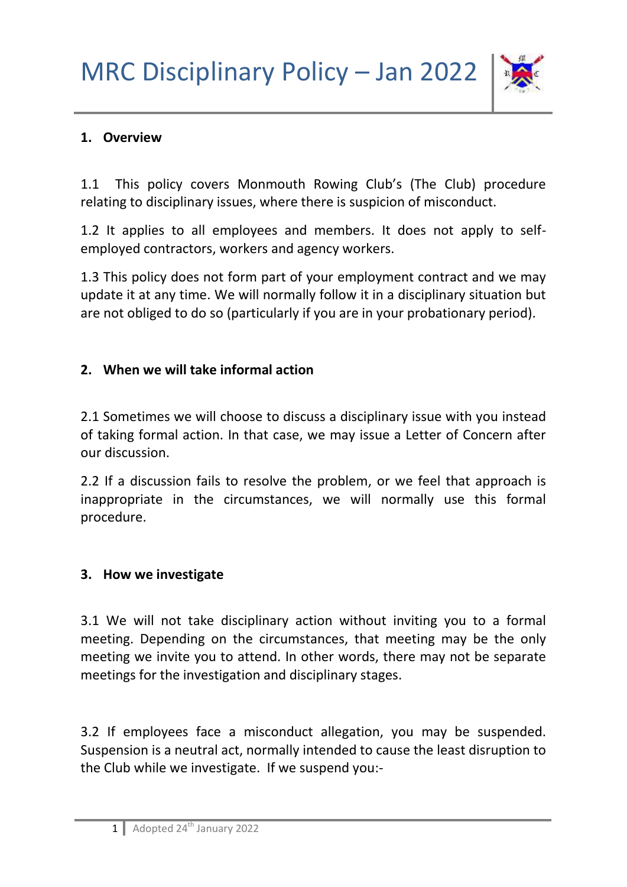# MRC Disciplinary Policy – Jan 2022

## 1. Overview

1.1 This policy covers Monmouth Rowing Club's (The Club) procedure relating to disciplinary issues, where there is suspicion of misconduct.

1.2 It applies to all employees and members. It does not apply to self-employed contractors, workers and agency workers.

1.3 This policy does not form part of your employment contract and we may update it at any time. We will normally follow it in a disciplinary situation but are not obliged to do so (particularly if you are in your probationary period).

## 2. When we will take informal action

2.1 Sometimes we will choose to discuss a disciplinary issue with you instead of taking formal action. In that case, we may issue a Letter of Concern after our discussion.

2.2 If a discussion fails to resolve the problem, or we feel that approach is inappropriate in the circumstances, we will normally use this formal procedure.

## 3. How we investigate

3.1 We will not take disciplinary action without inviting you to a formal meeting. Depending on the circumstances, that meeting may be the only meeting we invite you to attend. In other words, there may not be separate meetings for the investigation and disciplinary stages.

3.2 If employees face a misconduct allegation, you may be suspended. Suspension is a neutral act, normally intended to cause the least disruption to the Club while we investigate. If we suspend you:-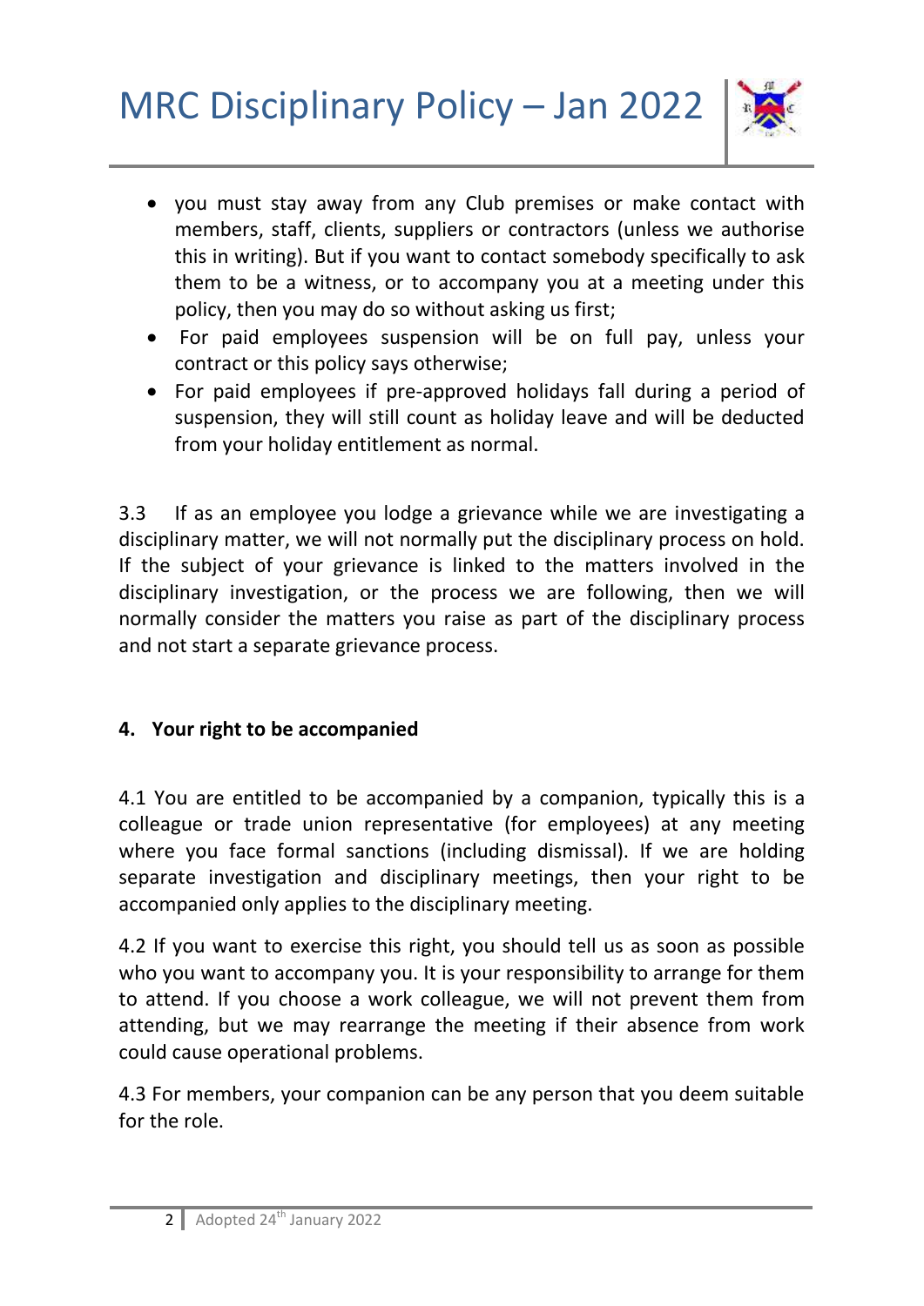- you must stay away from any Club premises or make contact with members, staff, clients, suppliers or contractors (unless we authorise this in writing). But if you want to contact somebody specifically to ask them to be a witness, or to accompany you at a meeting under this policy, then you may do so without asking us first;
- For paid employees suspension will be on full pay, unless your contract or this policy says otherwise;
- For paid employees if pre-approved holidays fall during a period of suspension, they will still count as holiday leave and will be deducted from your holiday entitlement as normal.

3.3 If as an employee you lodge a grievance while we are investigating a disciplinary matter, we will not normally put the disciplinary process on hold. If the subject of your grievance is linked to the matters involved in the disciplinary investigation, or the process we are following, then we will normally consider the matters you raise as part of the disciplinary process and not start a separate grievance process.

## 4. Your right to be accompanied

4.1 You are entitled to be accompanied by a companion, typically this is a colleague or trade union representative (for employees) at any meeting where you face formal sanctions (including dismissal). If we are holding separate investigation and disciplinary meetings, then your right to be accompanied only applies to the disciplinary meeting.

4.2 If you want to exercise this right, you should tell us as soon as possible who you want to accompany you. It is your responsibility to arrange for them to attend. If you choose a work colleague, we will not prevent them from attending, but we may rearrange the meeting if their absence from work could cause operational problems.

4.3 For members, your companion can be any person that you deem suitable for the role.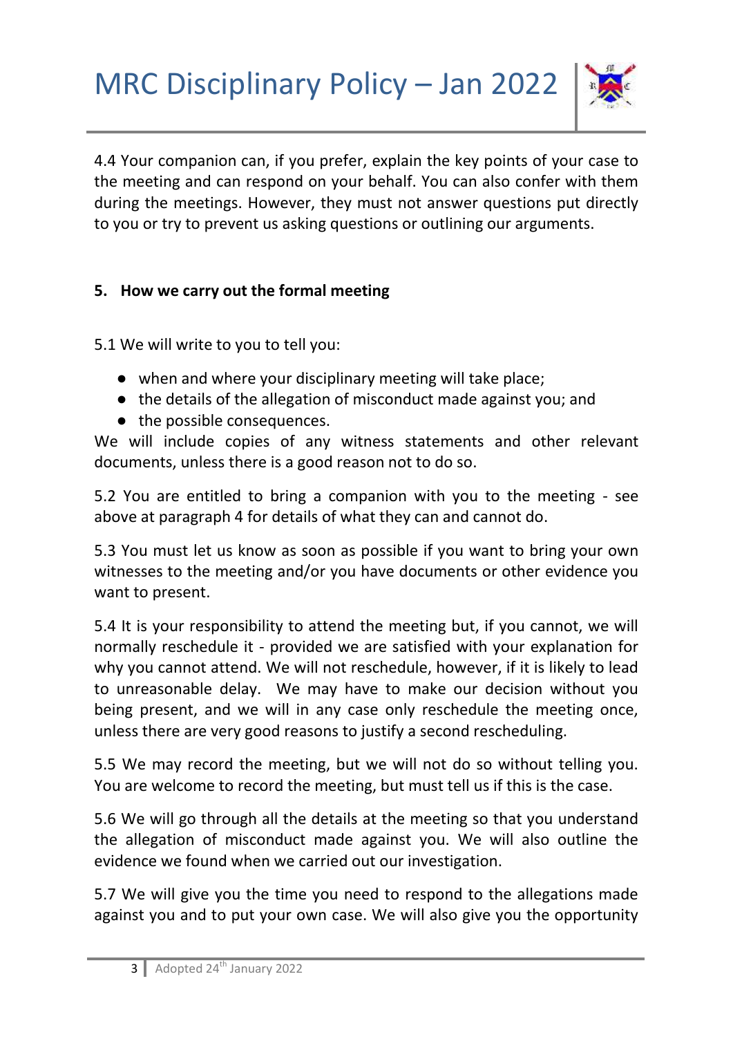4.4 Your companion can, if you prefer, explain the key points of your case to the meeting and can respond on your behalf. You can also confer with them during the meetings. However, they must not answer questions put directly to you or try to prevent us asking questions or outlining our arguments.

## 5. How we carry out the formal meeting

5.1 We will write to you to tell you:

- when and where your disciplinary meeting will take place;
- the details of the allegation of misconduct made against you; and
- the possible consequences.

We will include copies of any witness statements and other relevant documents, unless there is a good reason not to do so.

5.2 You are entitled to bring a companion with you to the meeting - see above at paragraph 4 for details of what they can and cannot do.

5.3 You must let us know as soon as possible if you want to bring your own witnesses to the meeting and/or you have documents or other evidence you want to present.

5.4 It is your responsibility to attend the meeting but, if you cannot, we will normally reschedule it - provided we are satisfied with your explanation for why you cannot attend. We will not reschedule, however, if it is likely to lead to unreasonable delay. We may have to make our decision without you being present, and we will in any case only reschedule the meeting once, unless there are very good reasons to justify a second rescheduling.

5.5 We may record the meeting, but we will not do so without telling you. You are welcome to record the meeting, but must tell us if this is the case.

5.6 We will go through all the details at the meeting so that you understand the allegation of misconduct made against you. We will also outline the evidence we found when we carried out our investigation.

5.7 We will give you the time you need to respond to the allegations made against you and to put your own case. We will also give you the opportunity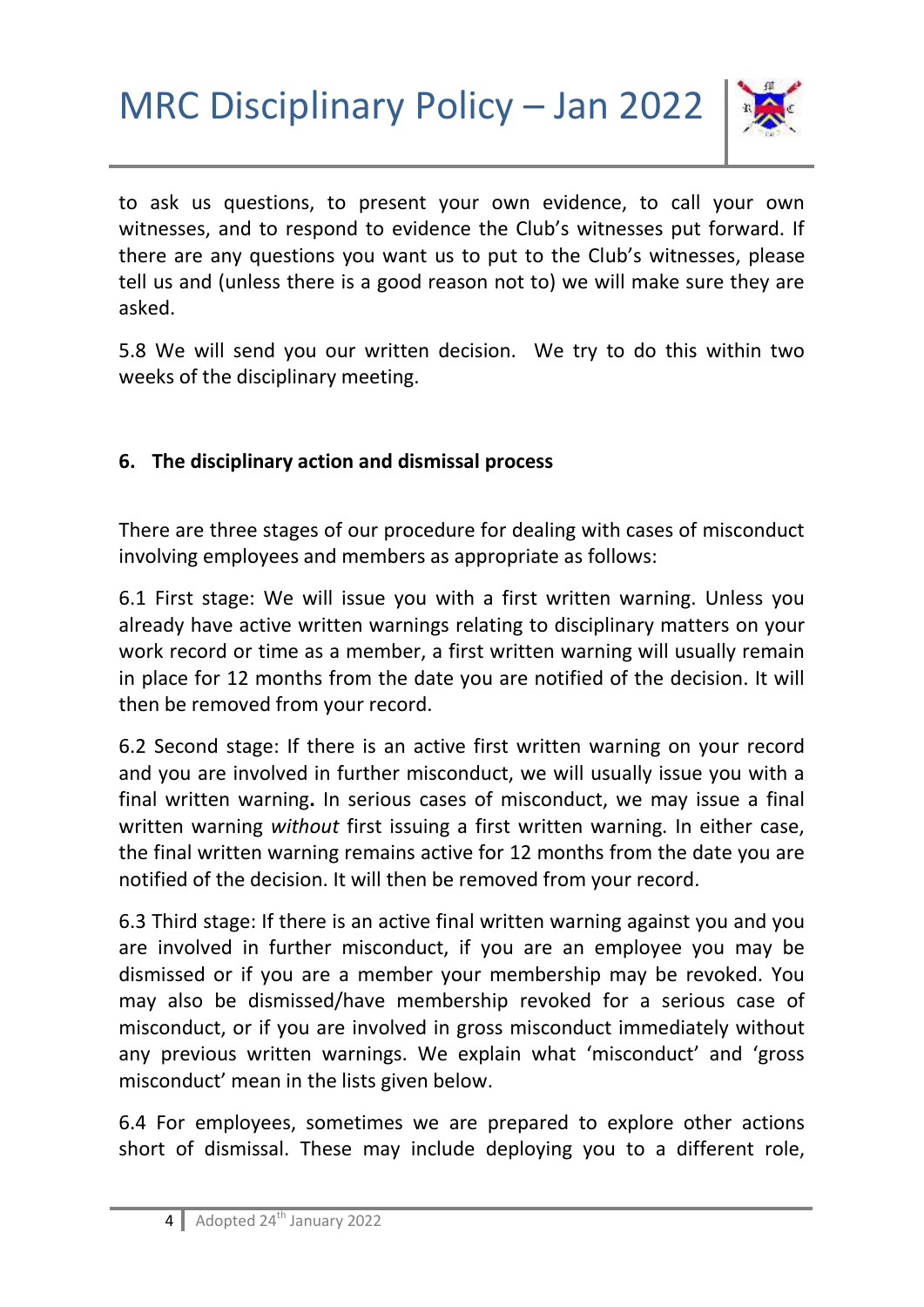to ask us questions, to present your own evidence, to call your own witnesses, and to respond to evidence the Club's witnesses put forward. If there are any questions you want us to put to the Club's witnesses, please tell us and (unless there is a good reason not to) we will make sure they are asked.

5.8 We will send you our written decision. We try to do this within two weeks of the disciplinary meeting.

**6. The disciplinary action and dismissal process**

There are three stages of our procedure for dealing with cases of misconduct involving employees and members as appropriate as follows:

6.1 First stage: We will issue you with a first written warning. Unless you already have active written warnings relating to disciplinary matters on your work record or time as a member, a first written warning will usually remain in place for 12 months from the date you are notified of the decision. It will then be removed from your record.

6.2 Second stage: If there is an active first written warning on your record and you are involved in further misconduct, we will usually issue you with a final written warning**.** In serious cases of misconduct, we may issue a final written warning *without* first issuing a first written warning. In either case, the final written warning remains active for 12 months from the date you are notified of the decision. It will then be removed from your record.

6.3 Third stage: If there is an active final written warning against you and you are involved in further misconduct, if you are an employee you may be dismissed or if you are a member your membership may be revoked. You may also be dismissed/have membership revoked for a serious case of misconduct, or if you are involved in gross misconduct immediately without any previous written warnings. We explain what 'misconduct' and 'gross misconduct' mean in the lists given below.

6.4 For employees, sometimes we are prepared to explore other actions short of dismissal. These may include deploying you to a different role,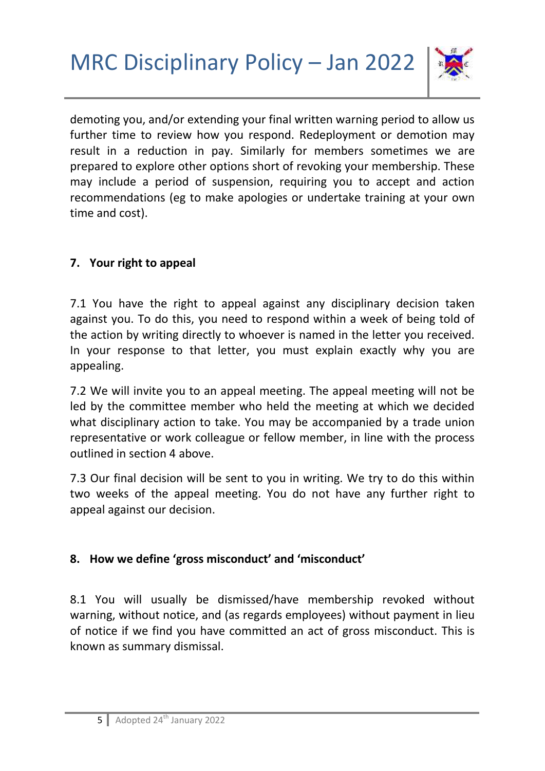demoting you, and/or extending your final written warning period to allow us further time to review how you respond. Redeployment or demotion may result in a reduction in pay. Similarly for members sometimes we are prepared to explore other options short of revoking your membership. These may include a period of suspension, requiring you to accept and action recommendations (eg to make apologies or undertake training at your own time and cost).

## 7. Your right to appeal

7.1 You have the right to appeal against any disciplinary decision taken against you. To do this, you need to respond within a week of being told of the action by writing directly to whoever is named in the letter you received. In your response to that letter, you must explain exactly why you are appealing.

7.2 We will invite you to an appeal meeting. The appeal meeting will not be led by the committee member who held the meeting at which we decided what disciplinary action to take. You may be accompanied by a trade union representative or work colleague or fellow member, in line with the process outlined in section 4 above.

7.3 Our final decision will be sent to you in writing. We try to do this within two weeks of the appeal meeting. You do not have any further right to appeal against our decision.

## 8. How we define 'gross misconduct' and 'misconduct'

8.1 You will usually be dismissed/have membership revoked without warning, without notice, and (as regards employees) without payment in lieu of notice if we find you have committed an act of gross misconduct. This is known as summary dismissal.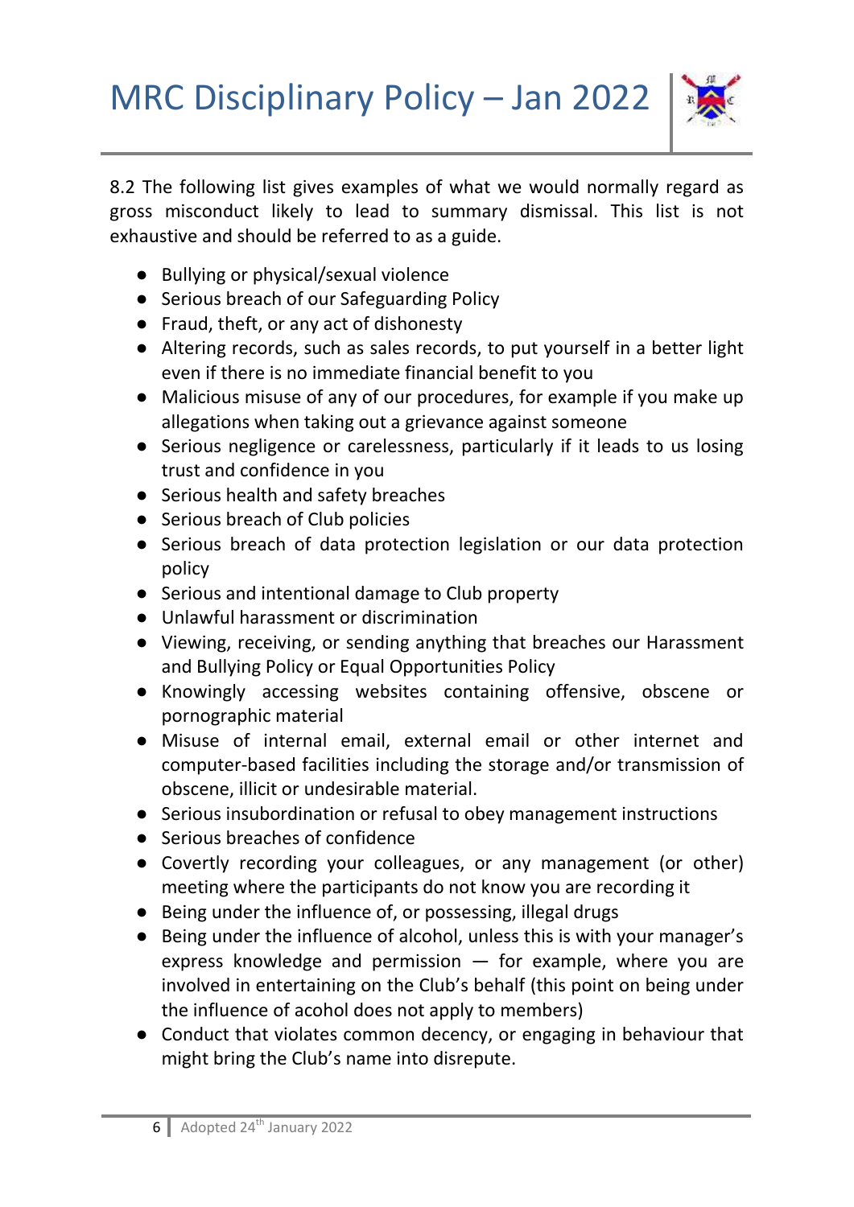8.2 The following list gives examples of what we would normally regard as gross misconduct likely to lead to summary dismissal. This list is not exhaustive and should be referred to as a guide.

- Bullying or physical/sexual violence
- Serious breach of our Safeguarding Policy
- Fraud, theft, or any act of dishonesty
- Altering records, such as sales records, to put yourself in a better light even if there is no immediate financial benefit to you
- Malicious misuse of any of our procedures, for example if you make up allegations when taking out a grievance against someone
- Serious negligence or carelessness, particularly if it leads to us losing trust and confidence in you
- Serious health and safety breaches
- Serious breach of Club policies
- Serious breach of data protection legislation or our data protection policy
- Serious and intentional damage to Club property
- Unlawful harassment or discrimination
- Viewing, receiving, or sending anything that breaches our Harassment and Bullying Policy or Equal Opportunities Policy
- Knowingly accessing websites containing offensive, obscene or pornographic material
- Misuse of internal email, external email or other internet and computer-based facilities including the storage and/or transmission of obscene, illicit or undesirable material.
- Serious insubordination or refusal to obey management instructions
- Serious breaches of confidence
- Covertly recording your colleagues, or any management (or other) meeting where the participants do not know you are recording it
- Being under the influence of, or possessing, illegal drugs
- Being under the influence of alcohol, unless this is with your manager's express knowledge and permission — for example, where you are involved in entertaining on the Club's behalf (this point on being under the influence of acohol does not apply to members)
- Conduct that violates common decency, or engaging in behaviour that might bring the Club's name into disrepute.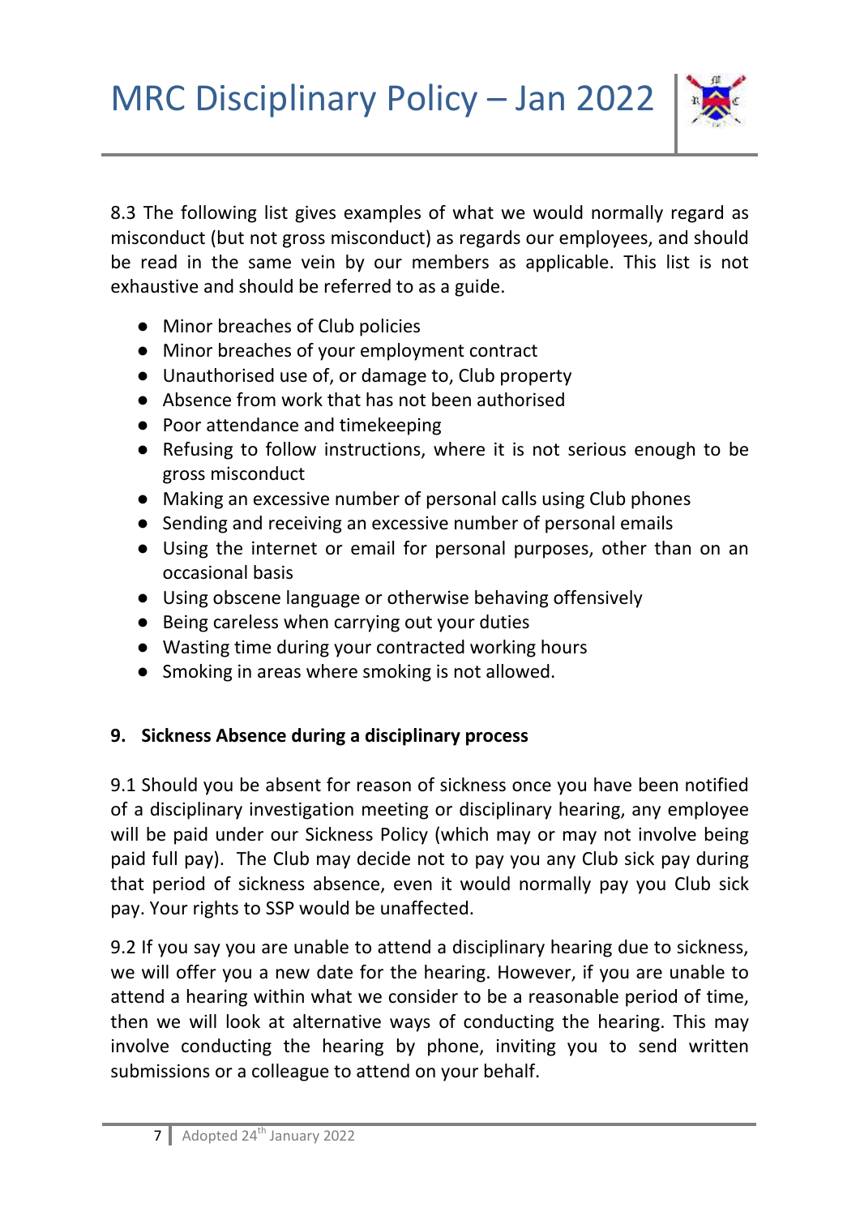8.3 The following list gives examples of what we would normally regard as misconduct (but not gross misconduct) as regards our employees, and should be read in the same vein by our members as applicable. This list is not exhaustive and should be referred to as a guide.

- Minor breaches of Club policies
- Minor breaches of your employment contract
- Unauthorised use of, or damage to, Club property
- Absence from work that has not been authorised
- Poor attendance and timekeeping
- Refusing to follow instructions, where it is not serious enough to be gross misconduct
- Making an excessive number of personal calls using Club phones
- Sending and receiving an excessive number of personal emails
- Using the internet or email for personal purposes, other than on an occasional basis
- Using obscene language or otherwise behaving offensively
- Being careless when carrying out your duties
- Wasting time during your contracted working hours
- Smoking in areas where smoking is not allowed.

## 9. Sickness Absence during a disciplinary process

9.1 Should you be absent for reason of sickness once you have been notified of a disciplinary investigation meeting or disciplinary hearing, any employee will be paid under our Sickness Policy (which may or may not involve being paid full pay). The Club may decide not to pay you any Club sick pay during that period of sickness absence, even it would normally pay you Club sick pay. Your rights to SSP would be unaffected.

9.2 If you say you are unable to attend a disciplinary hearing due to sickness, we will offer you a new date for the hearing. However, if you are unable to attend a hearing within what we consider to be a reasonable period of time, then we will look at alternative ways of conducting the hearing. This may involve conducting the hearing by phone, inviting you to send written submissions or a colleague to attend on your behalf.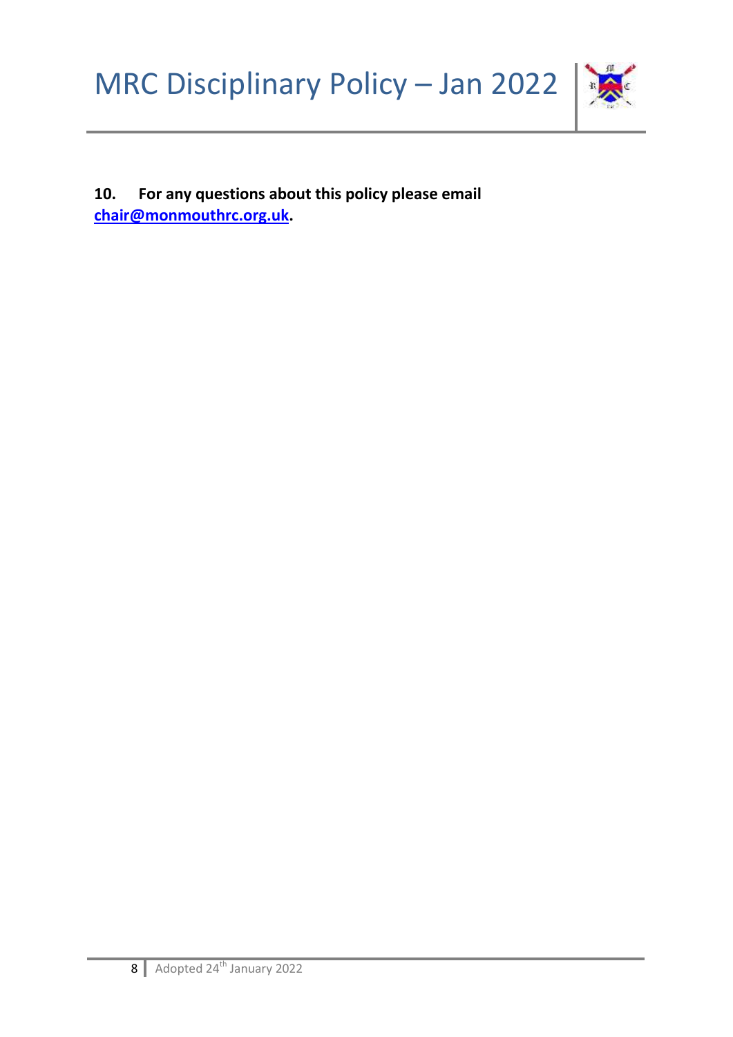**10. For any questions about this policy please email chair@monmouthrc.org.uk.**